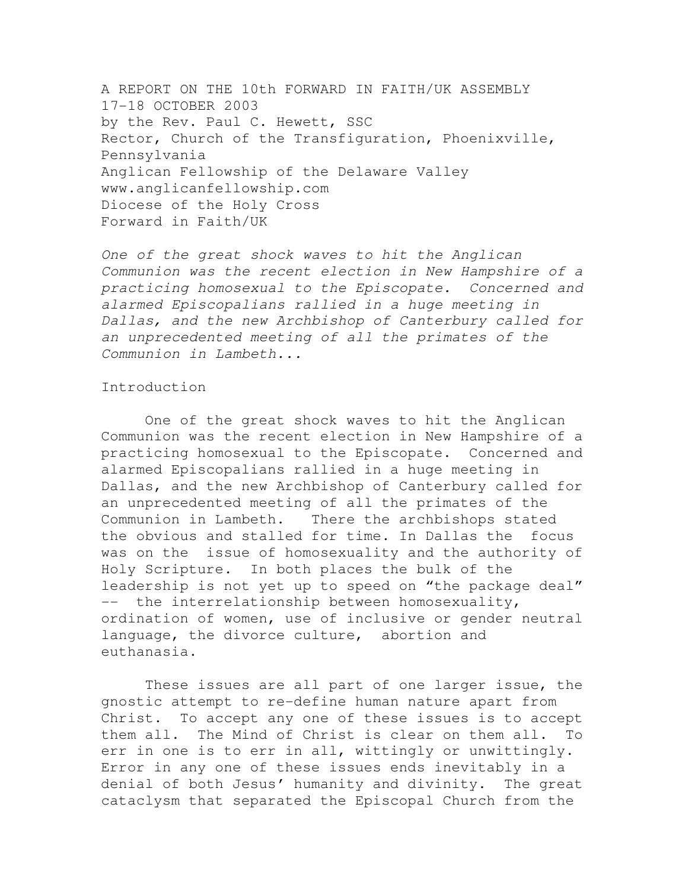A REPORT ON THE 10th FORWARD IN FAITH/UK ASSEMBLY
17-18 OCTOBER 2003
by the Rev. Paul C. Hewett, SSC
Rector, Church of the Transfiguration, Phoenixville, Pennsylvania
Anglican Fellowship of the Delaware Valley
www.anglicanfellowship.com
Diocese of the Holy Cross
Forward in Faith/UK

*One of the great shock waves to hit the Anglican Communion was the recent election in New Hampshire of a practicing homosexual to the Episcopate. Concerned and alarmed Episcopalians rallied in a huge meeting in Dallas, and the new Archbishop of Canterbury called for an unprecedented meeting of all the primates of the Communion in Lambeth...*

## Introduction

One of the great shock waves to hit the Anglican Communion was the recent election in New Hampshire of a practicing homosexual to the Episcopate. Concerned and alarmed Episcopalians rallied in a huge meeting in Dallas, and the new Archbishop of Canterbury called for an unprecedented meeting of all the primates of the Communion in Lambeth. There the archbishops stated the obvious and stalled for time. In Dallas the focus was on the issue of homosexuality and the authority of Holy Scripture. In both places the bulk of the leadership is not yet up to speed on "the package deal" -- the interrelationship between homosexuality, ordination of women, use of inclusive or gender neutral language, the divorce culture, abortion and euthanasia.

These issues are all part of one larger issue, the gnostic attempt to re-define human nature apart from Christ. To accept any one of these issues is to accept them all. The Mind of Christ is clear on them all. To err in one is to err in all, wittingly or unwittingly. Error in any one of these issues ends inevitably in a denial of both Jesus' humanity and divinity. The great cataclysm that separated the Episcopal Church from the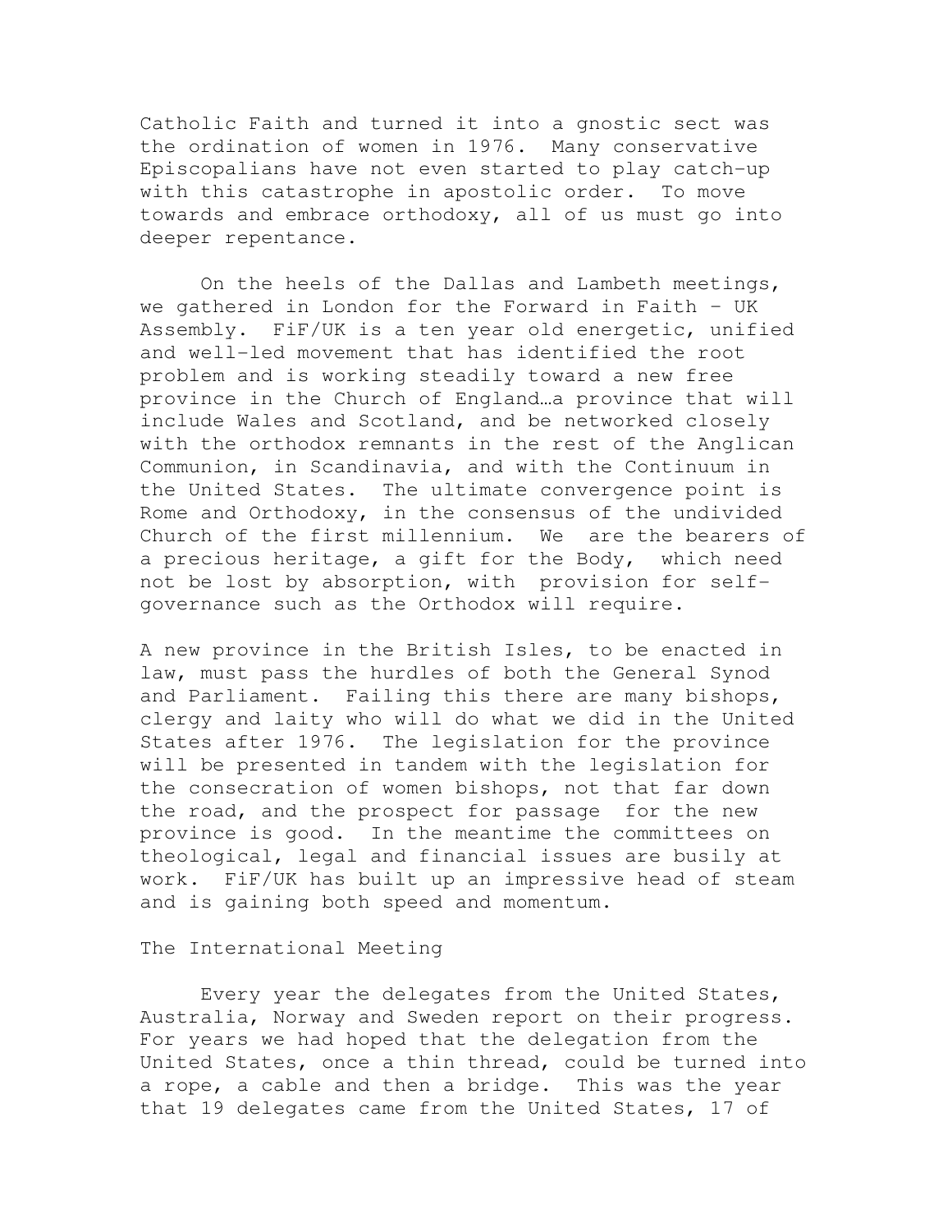Catholic Faith and turned it into a gnostic sect was the ordination of women in 1976. Many conservative Episcopalians have not even started to play catch-up with this catastrophe in apostolic order. To move towards and embrace orthodoxy, all of us must go into deeper repentance.

On the heels of the Dallas and Lambeth meetings, we gathered in London for the Forward in Faith – UK Assembly. FiF/UK is a ten year old energetic, unified and well-led movement that has identified the root problem and is working steadily toward a new free province in the Church of England…a province that will include Wales and Scotland, and be networked closely with the orthodox remnants in the rest of the Anglican Communion, in Scandinavia, and with the Continuum in the United States. The ultimate convergence point is Rome and Orthodoxy, in the consensus of the undivided Church of the first millennium. We are the bearers of a precious heritage, a gift for the Body, which need not be lost by absorption, with provision for self-governance such as the Orthodox will require.

A new province in the British Isles, to be enacted in law, must pass the hurdles of both the General Synod and Parliament. Failing this there are many bishops, clergy and laity who will do what we did in the United States after 1976. The legislation for the province will be presented in tandem with the legislation for the consecration of women bishops, not that far down the road, and the prospect for passage for the new province is good. In the meantime the committees on theological, legal and financial issues are busily at work. FiF/UK has built up an impressive head of steam and is gaining both speed and momentum.

## The International Meeting

Every year the delegates from the United States, Australia, Norway and Sweden report on their progress. For years we had hoped that the delegation from the United States, once a thin thread, could be turned into a rope, a cable and then a bridge. This was the year that 19 delegates came from the United States, 17 of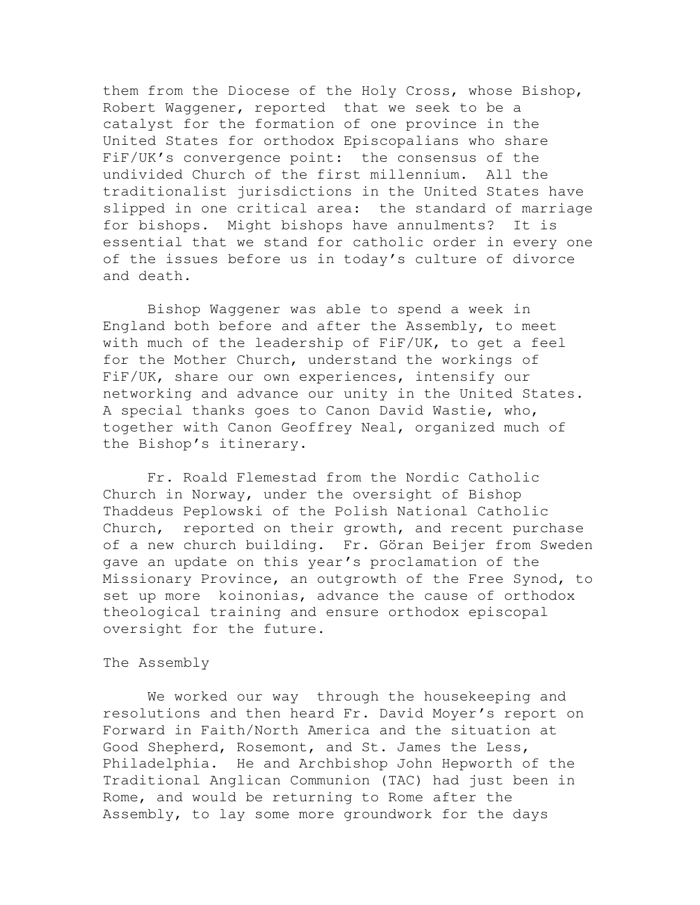them from the Diocese of the Holy Cross, whose Bishop, Robert Waggener, reported that we seek to be a catalyst for the formation of one province in the United States for orthodox Episcopalians who share FiF/UK's convergence point: the consensus of the undivided Church of the first millennium. All the traditionalist jurisdictions in the United States have slipped in one critical area: the standard of marriage for bishops. Might bishops have annulments? It is essential that we stand for catholic order in every one of the issues before us in today's culture of divorce and death.

Bishop Waggener was able to spend a week in England both before and after the Assembly, to meet with much of the leadership of FiF/UK, to get a feel for the Mother Church, understand the workings of FiF/UK, share our own experiences, intensify our networking and advance our unity in the United States. A special thanks goes to Canon David Wastie, who, together with Canon Geoffrey Neal, organized much of the Bishop's itinerary.

Fr. Roald Flemestad from the Nordic Catholic Church in Norway, under the oversight of Bishop Thaddeus Peplowski of the Polish National Catholic Church, reported on their growth, and recent purchase of a new church building. Fr. Göran Beijer from Sweden gave an update on this year's proclamation of the Missionary Province, an outgrowth of the Free Synod, to set up more koinonias, advance the cause of orthodox theological training and ensure orthodox episcopal oversight for the future.

The Assembly

We worked our way through the housekeeping and resolutions and then heard Fr. David Moyer's report on Forward in Faith/North America and the situation at Good Shepherd, Rosemont, and St. James the Less, Philadelphia. He and Archbishop John Hepworth of the Traditional Anglican Communion (TAC) had just been in Rome, and would be returning to Rome after the Assembly, to lay some more groundwork for the days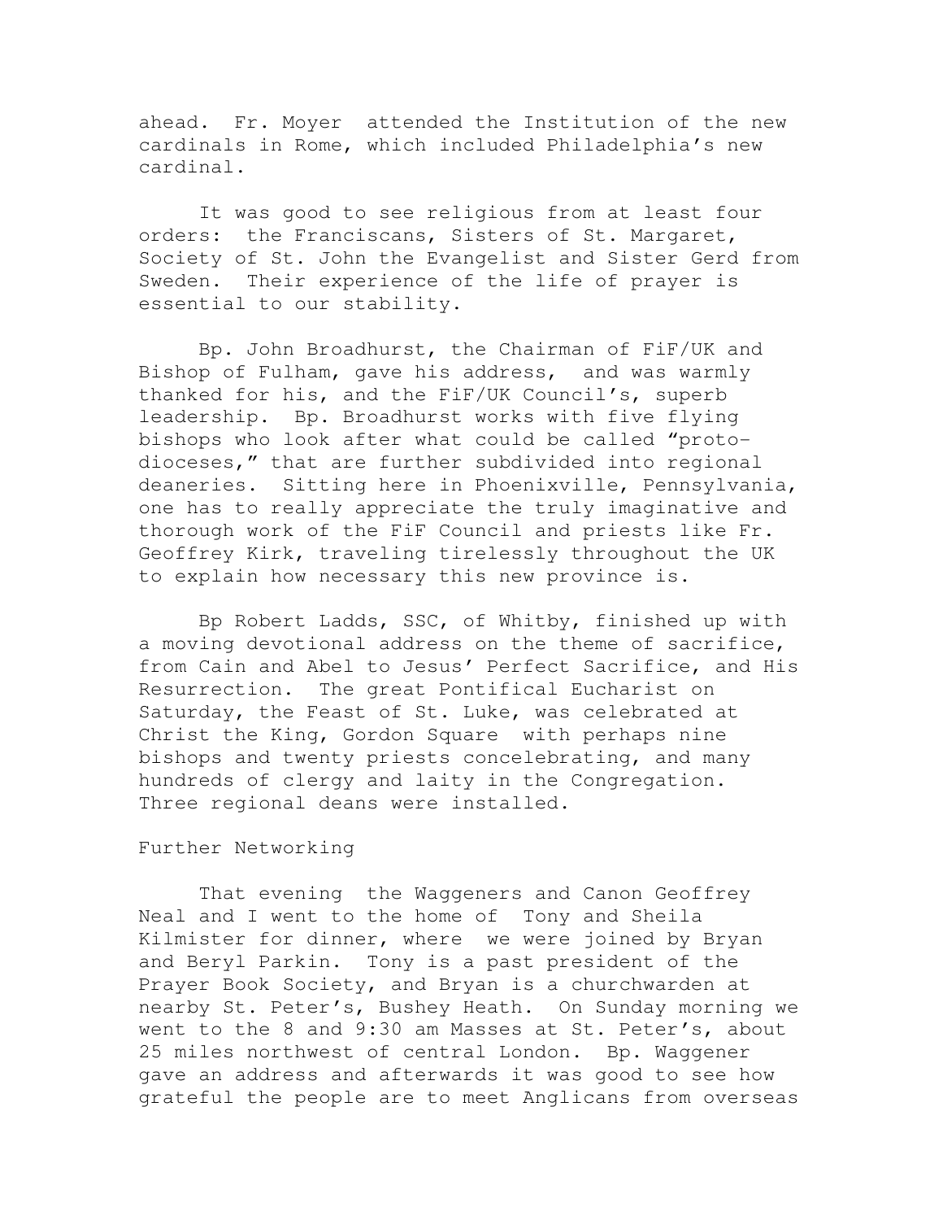ahead. Fr. Moyer attended the Institution of the new cardinals in Rome, which included Philadelphia's new cardinal.

It was good to see religious from at least four orders: the Franciscans, Sisters of St. Margaret, Society of St. John the Evangelist and Sister Gerd from Sweden. Their experience of the life of prayer is essential to our stability.

Bp. John Broadhurst, the Chairman of FiF/UK and Bishop of Fulham, gave his address, and was warmly thanked for his, and the FiF/UK Council's, superb leadership. Bp. Broadhurst works with five flying bishops who look after what could be called "proto-dioceses," that are further subdivided into regional deaneries. Sitting here in Phoenixville, Pennsylvania, one has to really appreciate the truly imaginative and thorough work of the FiF Council and priests like Fr. Geoffrey Kirk, traveling tirelessly throughout the UK to explain how necessary this new province is.

Bp Robert Ladds, SSC, of Whitby, finished up with a moving devotional address on the theme of sacrifice, from Cain and Abel to Jesus' Perfect Sacrifice, and His Resurrection. The great Pontifical Eucharist on Saturday, the Feast of St. Luke, was celebrated at Christ the King, Gordon Square with perhaps nine bishops and twenty priests concelebrating, and many hundreds of clergy and laity in the Congregation. Three regional deans were installed.

## Further Networking

That evening the Waggeners and Canon Geoffrey Neal and I went to the home of Tony and Sheila Kilmister for dinner, where we were joined by Bryan and Beryl Parkin. Tony is a past president of the Prayer Book Society, and Bryan is a churchwarden at nearby St. Peter's, Bushey Heath. On Sunday morning we went to the 8 and 9:30 am Masses at St. Peter's, about 25 miles northwest of central London. Bp. Waggener gave an address and afterwards it was good to see how grateful the people are to meet Anglicans from overseas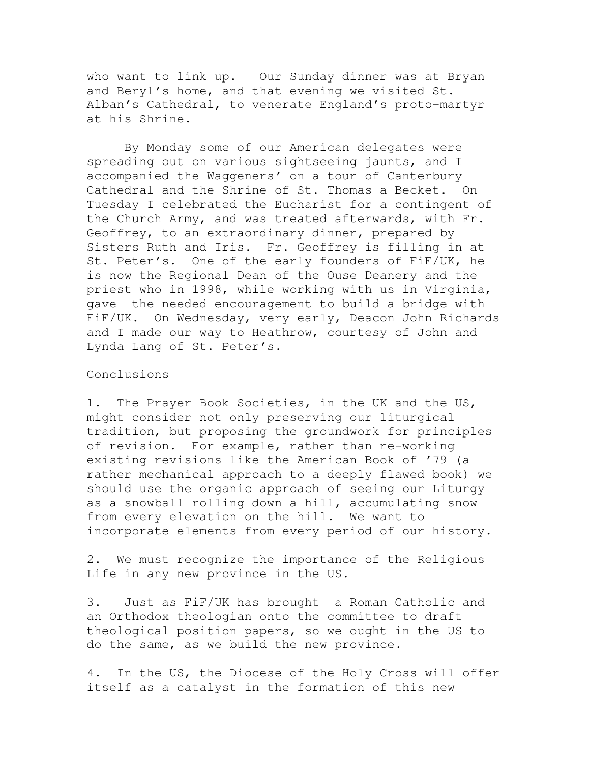who want to link up. Our Sunday dinner was at Bryan and Beryl's home, and that evening we visited St. Alban's Cathedral, to venerate England's proto-martyr at his Shrine.

By Monday some of our American delegates were spreading out on various sightseeing jaunts, and I accompanied the Waggeners' on a tour of Canterbury Cathedral and the Shrine of St. Thomas a Becket. On Tuesday I celebrated the Eucharist for a contingent of the Church Army, and was treated afterwards, with Fr. Geoffrey, to an extraordinary dinner, prepared by Sisters Ruth and Iris. Fr. Geoffrey is filling in at St. Peter's. One of the early founders of FiF/UK, he is now the Regional Dean of the Ouse Deanery and the priest who in 1998, while working with us in Virginia, gave the needed encouragement to build a bridge with FiF/UK. On Wednesday, very early, Deacon John Richards and I made our way to Heathrow, courtesy of John and Lynda Lang of St. Peter's.

Conclusions

1. The Prayer Book Societies, in the UK and the US, might consider not only preserving our liturgical tradition, but proposing the groundwork for principles of revision. For example, rather than re-working existing revisions like the American Book of '79 (a rather mechanical approach to a deeply flawed book) we should use the organic approach of seeing our Liturgy as a snowball rolling down a hill, accumulating snow from every elevation on the hill. We want to incorporate elements from every period of our history.

2. We must recognize the importance of the Religious Life in any new province in the US.

3. Just as FiF/UK has brought a Roman Catholic and an Orthodox theologian onto the committee to draft theological position papers, so we ought in the US to do the same, as we build the new province.

4. In the US, the Diocese of the Holy Cross will offer itself as a catalyst in the formation of this new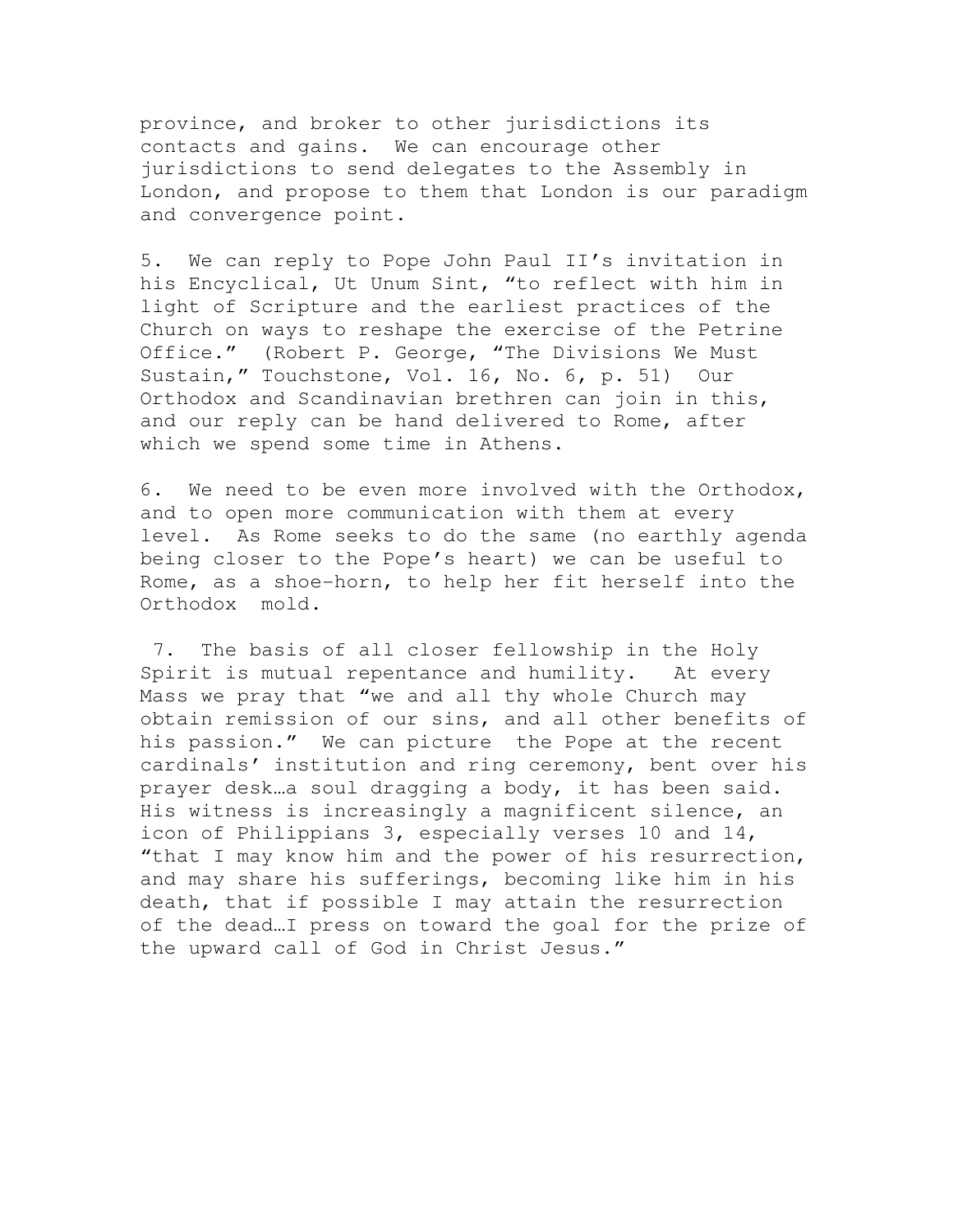province, and broker to other jurisdictions its contacts and gains. We can encourage other jurisdictions to send delegates to the Assembly in London, and propose to them that London is our paradigm and convergence point.

5. We can reply to Pope John Paul II's invitation in his Encyclical, Ut Unum Sint, "to reflect with him in light of Scripture and the earliest practices of the Church on ways to reshape the exercise of the Petrine Office." (Robert P. George, "The Divisions We Must Sustain," Touchstone, Vol. 16, No. 6, p. 51) Our Orthodox and Scandinavian brethren can join in this, and our reply can be hand delivered to Rome, after which we spend some time in Athens.

6. We need to be even more involved with the Orthodox, and to open more communication with them at every level. As Rome seeks to do the same (no earthly agenda being closer to the Pope's heart) we can be useful to Rome, as a shoe-horn, to help her fit herself into the Orthodox mold.

7. The basis of all closer fellowship in the Holy Spirit is mutual repentance and humility. At every Mass we pray that "we and all thy whole Church may obtain remission of our sins, and all other benefits of his passion." We can picture the Pope at the recent cardinals' institution and ring ceremony, bent over his prayer desk…a soul dragging a body, it has been said. His witness is increasingly a magnificent silence, an icon of Philippians 3, especially verses 10 and 14, "that I may know him and the power of his resurrection, and may share his sufferings, becoming like him in his death, that if possible I may attain the resurrection of the dead…I press on toward the goal for the prize of the upward call of God in Christ Jesus."